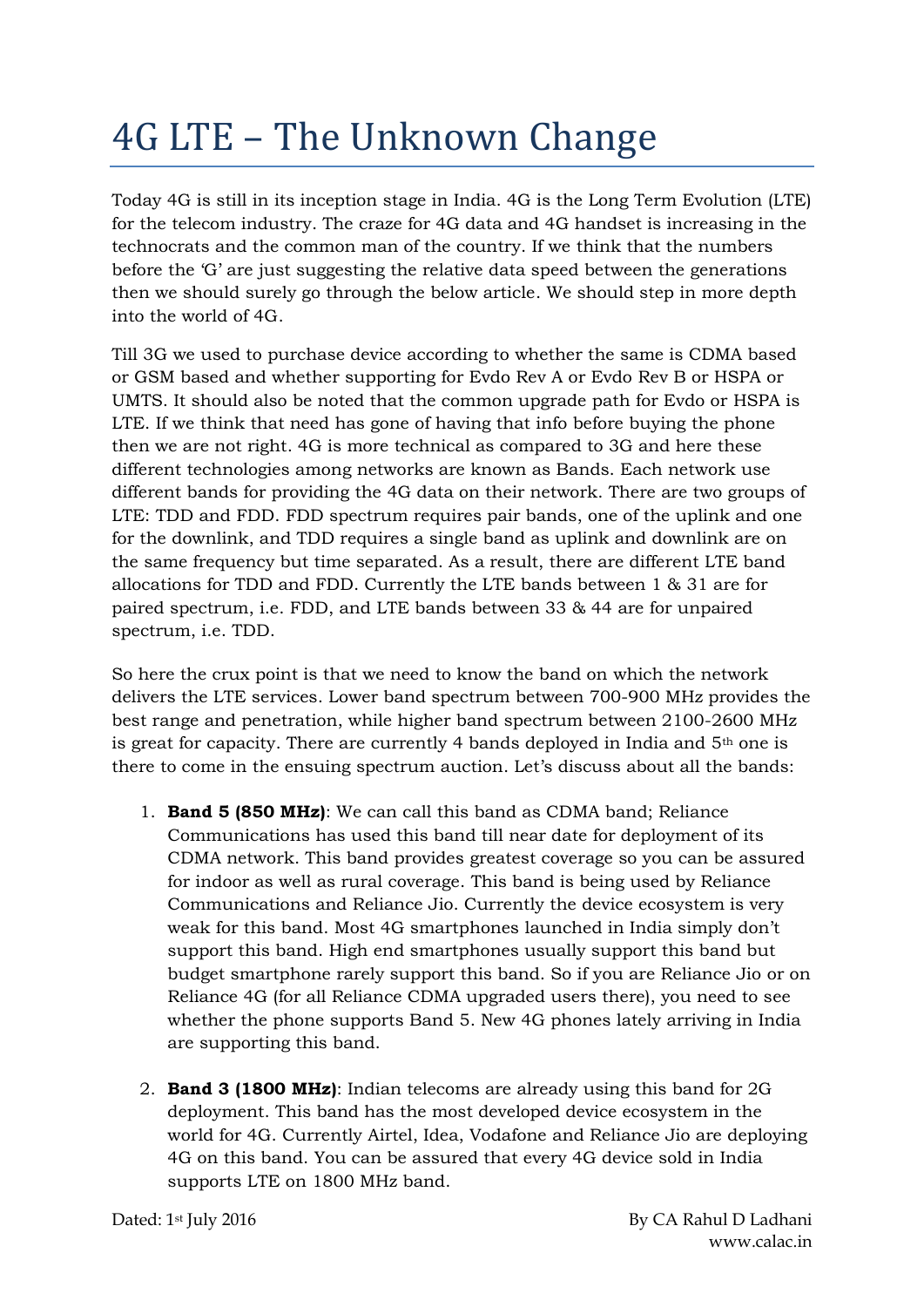# 4G LTE – The Unknown Change

Today 4G is still in its inception stage in India. 4G is the Long Term Evolution (LTE) for the telecom industry. The craze for 4G data and 4G handset is increasing in the technocrats and the common man of the country. If we think that the numbers before the 'G' are just suggesting the relative data speed between the generations then we should surely go through the below article. We should step in more depth into the world of 4G.

Till 3G we used to purchase device according to whether the same is CDMA based or GSM based and whether supporting for Evdo Rev A or Evdo Rev B or HSPA or UMTS. It should also be noted that the common upgrade path for Evdo or HSPA is LTE. If we think that need has gone of having that info before buying the phone then we are not right. 4G is more technical as compared to 3G and here these different technologies among networks are known as Bands. Each network use different bands for providing the 4G data on their network. There are two groups of LTE: TDD and FDD. FDD spectrum requires pair bands, one of the uplink and one for the downlink, and TDD requires a single band as uplink and downlink are on the same frequency but time separated. As a result, there are different LTE band allocations for TDD and FDD. Currently the LTE bands between 1 & 31 are for paired spectrum, i.e. FDD, and LTE bands between 33 & 44 are for unpaired spectrum, i.e. TDD.

So here the crux point is that we need to know the band on which the network delivers the LTE services. Lower band spectrum between 700-900 MHz provides the best range and penetration, while higher band spectrum between 2100-2600 MHz is great for capacity. There are currently 4 bands deployed in India and 5th one is there to come in the ensuing spectrum auction. Let's discuss about all the bands:

1. **Band 5 (850 MHz)**: We can call this band as CDMA band; Reliance Communications has used this band till near date for deployment of its CDMA network. This band provides greatest coverage so you can be assured for indoor as well as rural coverage. This band is being used by Reliance Communications and Reliance Jio. Currently the device ecosystem is very weak for this band. Most 4G smartphones launched in India simply don't support this band. High end smartphones usually support this band but budget smartphone rarely support this band. So if you are Reliance Jio or on Reliance 4G (for all Reliance CDMA upgraded users there), you need to see whether the phone supports Band 5. New 4G phones lately arriving in India are supporting this band.

2. **Band 3 (1800 MHz)**: Indian telecoms are already using this band for 2G deployment. This band has the most developed device ecosystem in the world for 4G. Currently Airtel, Idea, Vodafone and Reliance Jio are deploying 4G on this band. You can be assured that every 4G device sold in India supports LTE on 1800 MHz band.

Dated: 1st July 2016

By CA Rahul D Ladhani
www.calac.in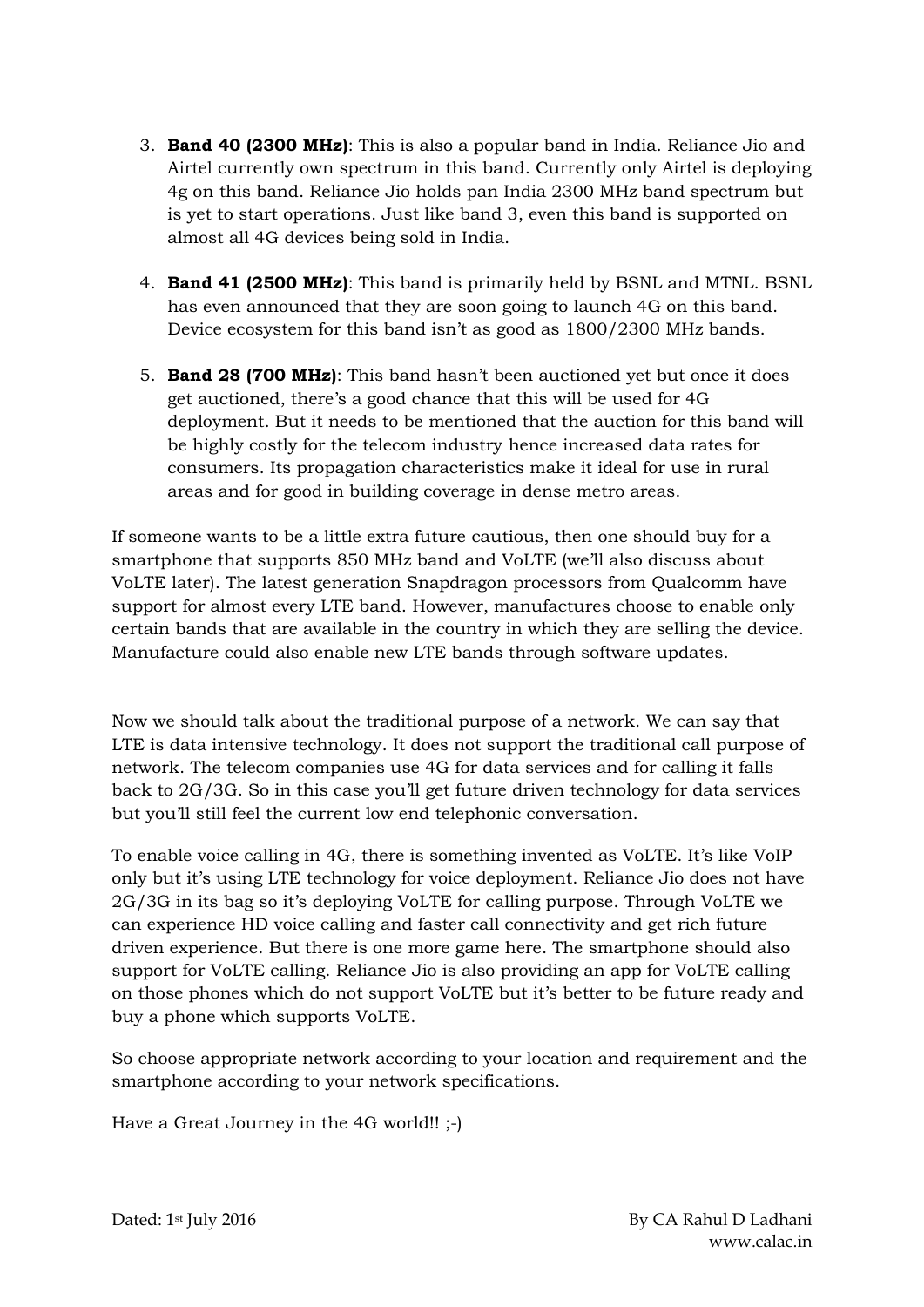3. **Band 40 (2300 MHz)**: This is also a popular band in India. Reliance Jio and Airtel currently own spectrum in this band. Currently only Airtel is deploying 4g on this band. Reliance Jio holds pan India 2300 MHz band spectrum but is yet to start operations. Just like band 3, even this band is supported on almost all 4G devices being sold in India.

4. **Band 41 (2500 MHz)**: This band is primarily held by BSNL and MTNL. BSNL has even announced that they are soon going to launch 4G on this band. Device ecosystem for this band isn't as good as 1800/2300 MHz bands.

5. **Band 28 (700 MHz)**: This band hasn't been auctioned yet but once it does get auctioned, there's a good chance that this will be used for 4G deployment. But it needs to be mentioned that the auction for this band will be highly costly for the telecom industry hence increased data rates for consumers. Its propagation characteristics make it ideal for use in rural areas and for good in building coverage in dense metro areas.

If someone wants to be a little extra future cautious, then one should buy for a smartphone that supports 850 MHz band and VoLTE (we'll also discuss about VoLTE later). The latest generation Snapdragon processors from Qualcomm have support for almost every LTE band. However, manufactures choose to enable only certain bands that are available in the country in which they are selling the device. Manufacture could also enable new LTE bands through software updates.

Now we should talk about the traditional purpose of a network. We can say that LTE is data intensive technology. It does not support the traditional call purpose of network. The telecom companies use 4G for data services and for calling it falls back to 2G/3G. So in this case you'll get future driven technology for data services but you'll still feel the current low end telephonic conversation.

To enable voice calling in 4G, there is something invented as VoLTE. It's like VoIP only but it's using LTE technology for voice deployment. Reliance Jio does not have 2G/3G in its bag so it's deploying VoLTE for calling purpose. Through VoLTE we can experience HD voice calling and faster call connectivity and get rich future driven experience. But there is one more game here. The smartphone should also support for VoLTE calling. Reliance Jio is also providing an app for VoLTE calling on those phones which do not support VoLTE but it's better to be future ready and buy a phone which supports VoLTE.

So choose appropriate network according to your location and requirement and the smartphone according to your network specifications.

Have a Great Journey in the 4G world!! ;-)

Dated: 1st July 2016

By CA Rahul D Ladhani
www.calac.in